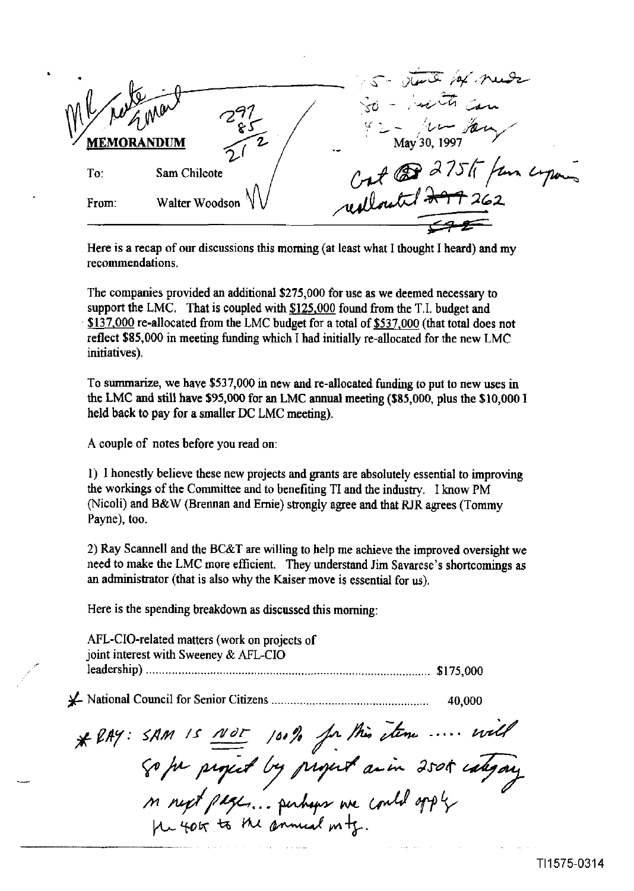ML note email

297
85
212

5 - State tax needs
50 - [illegible]
42 - [illegible]

**MEMORANDUM**

May 30, 1997

Cut @ 275K fm expenses
reallocated ~~277~~ 262
~~512~~

To: Sam Chilcote

From: Walter Woodson W

Here is a recap of our discussions this morning (at least what I thought I heard) and my recommendations.

The companies provided an additional $275,000 for use as we deemed necessary to support the LMC. That is coupled with $125,000 found from the T.I. budget and $137,000 re-allocated from the LMC budget for a total of $537,000 (that total does not reflect $85,000 in meeting funding which I had initially re-allocated for the new LMC initiatives).

To summarize, we have $537,000 in new and re-allocated funding to put to new uses in the LMC and still have $95,000 for an LMC annual meeting ($85,000, plus the $10,000 I held back to pay for a smaller DC LMC meeting).

A couple of notes before you read on:

1) I honestly believe these new projects and grants are absolutely essential to improving the workings of the Committee and to benefiting TI and the industry. I know PM (Nicoli) and B&W (Brennan and Ernie) strongly agree and that RJR agrees (Tommy Payne), too.

2) Ray Scannell and the BC&T are willing to help me achieve the improved oversight we need to make the LMC more efficient. They understand Jim Savarese's shortcomings as an administrator (that is also why the Kaiser move is essential for us).

Here is the spending breakdown as discussed this morning:

AFL-CIO-related matters (work on projects of joint interest with Sweeney & AFL-CIO leadership) ........................ $175,000

✱ National Council for Senior Citizens ........................ 40,000

✱ RAY: SAM IS NOT 100% for this item ..... will go for project by project as in 250K category on next page... perhaps we could apply the 40K to the annual mtg.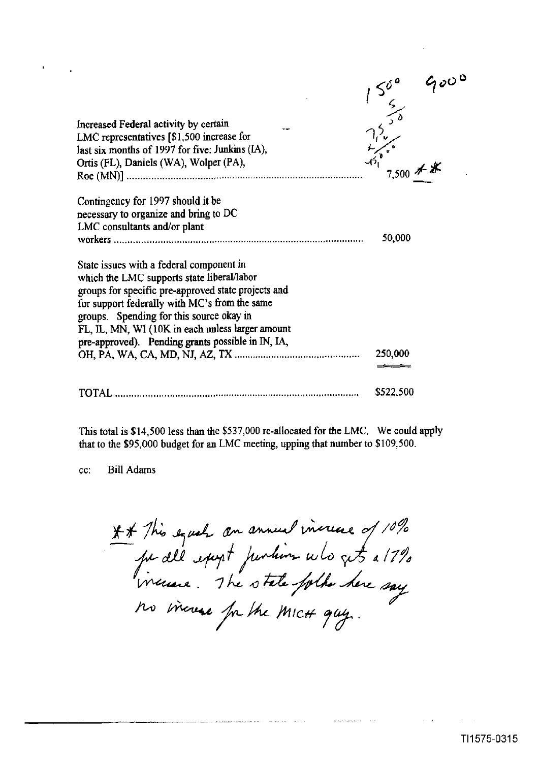| | |
|---|---|
| Increased Federal activity by certain LMC representatives [$1,500 increase for last six months of 1997 for five: Junkins (IA), Ortis (FL), Daniels (WA), Wolper (PA), Roe (MN)] | 7,500 ** |
| Contingency for 1997 should it be necessary to organize and bring to DC LMC consultants and/or plant workers | 50,000 |
| State issues with a federal component in which the LMC supports state liberal/labor groups for specific pre-approved state projects and for support federally with MC's from the same groups. Spending for this source okay in FL, IL, MN, WI (10K in each unless larger amount pre-approved). Pending grants possible in IN, IA, OH, PA, WA, CA, MD, NJ, AZ, TX | 250,000 |
| TOTAL | $522,500 |

*(Handwritten margin notes: 1500, 9000, 5, 7500, 1500)*

This total is $14,500 less than the $537,000 re-allocated for the LMC. We could apply that to the $95,000 budget for an LMC meeting, upping that number to $109,500.

cc: Bill Adams

*(Handwritten:)* ** This equals an annual increase of 10% for all except Junkins who gets a 17% increase. The state folks here say no increase for the MICH guy.